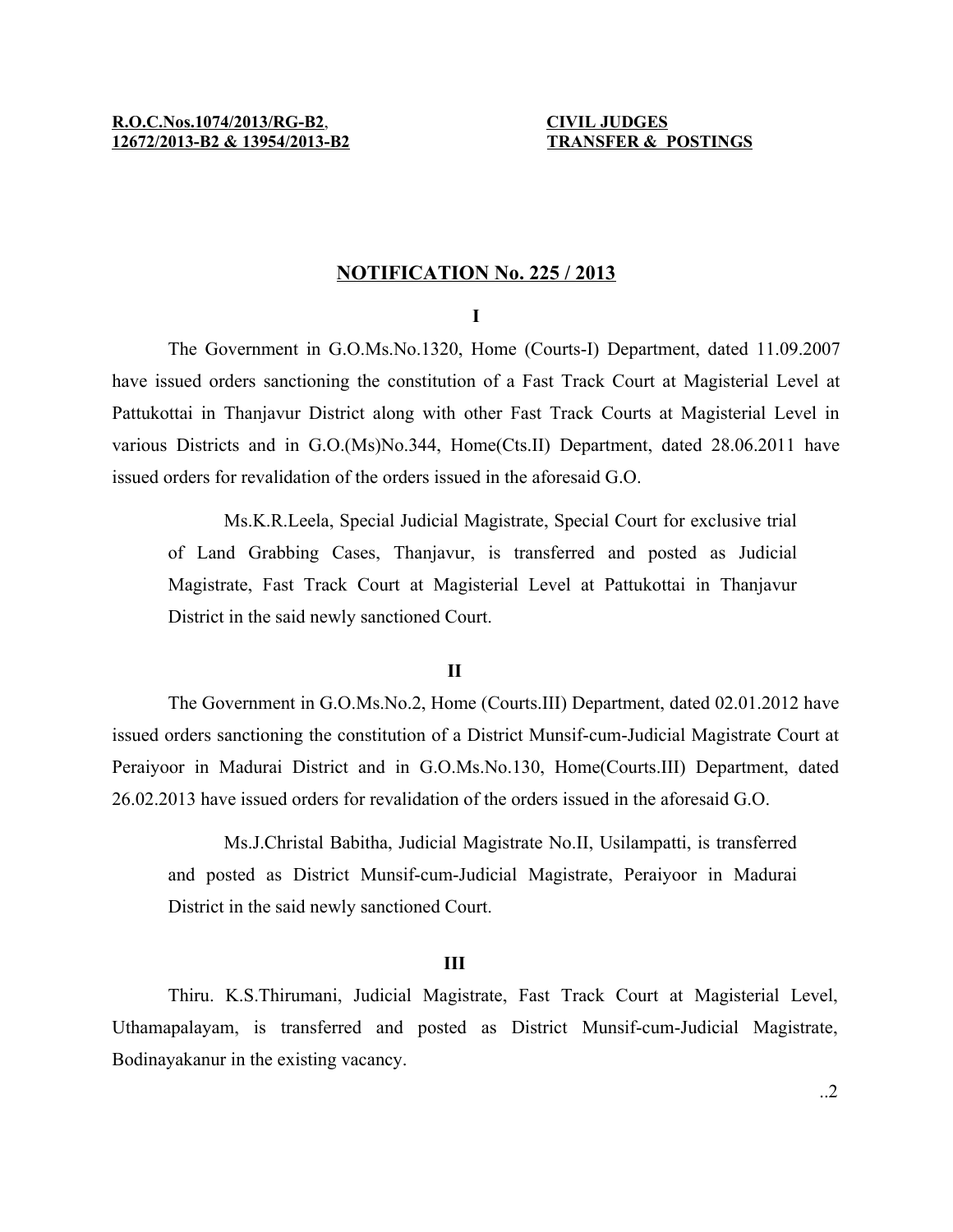**R.O.C.Nos.1074/2013/RG-B2, 12672/2013-B2 & 13954/2013-B2**

**CIVIL JUDGES TRANSFER & POSTINGS**

## NOTIFICATION No. 225 / 2013

**I**

The Government in G.O.Ms.No.1320, Home (Courts-I) Department, dated 11.09.2007 have issued orders sanctioning the constitution of a Fast Track Court at Magisterial Level at Pattukottai in Thanjavur District along with other Fast Track Courts at Magisterial Level in various Districts and in G.O.(Ms)No.344, Home(Cts.II) Department, dated 28.06.2011 have issued orders for revalidation of the orders issued in the aforesaid G.O.

Ms.K.R.Leela, Special Judicial Magistrate, Special Court for exclusive trial of Land Grabbing Cases, Thanjavur, is transferred and posted as Judicial Magistrate, Fast Track Court at Magisterial Level at Pattukottai in Thanjavur District in the said newly sanctioned Court.

**II**

The Government in G.O.Ms.No.2, Home (Courts.III) Department, dated 02.01.2012 have issued orders sanctioning the constitution of a District Munsif-cum-Judicial Magistrate Court at Peraiyoor in Madurai District and in G.O.Ms.No.130, Home(Courts.III) Department, dated 26.02.2013 have issued orders for revalidation of the orders issued in the aforesaid G.O.

Ms.J.Christal Babitha, Judicial Magistrate No.II, Usilampatti, is transferred and posted as District Munsif-cum-Judicial Magistrate, Peraiyoor in Madurai District in the said newly sanctioned Court.

**III**

Thiru. K.S.Thirumani, Judicial Magistrate, Fast Track Court at Magisterial Level, Uthamapalayam, is transferred and posted as District Munsif-cum-Judicial Magistrate, Bodinayakanur in the existing vacancy.

..2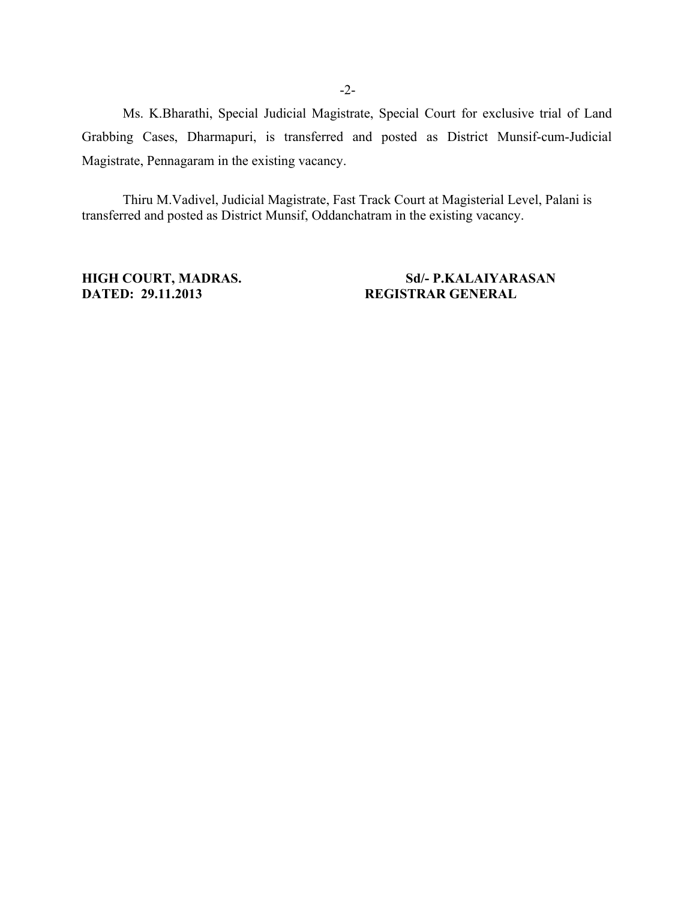Ms. K.Bharathi, Special Judicial Magistrate, Special Court for exclusive trial of Land Grabbing Cases, Dharmapuri, is transferred and posted as District Munsif-cum-Judicial Magistrate, Pennagaram in the existing vacancy.

Thiru M.Vadivel, Judicial Magistrate, Fast Track Court at Magisterial Level, Palani is transferred and posted as District Munsif, Oddanchatram in the existing vacancy.

**HIGH COURT, MADRAS.** **Sd/- P.KALAIYARASAN**
**DATED: 29.11.2013** **REGISTRAR GENERAL**